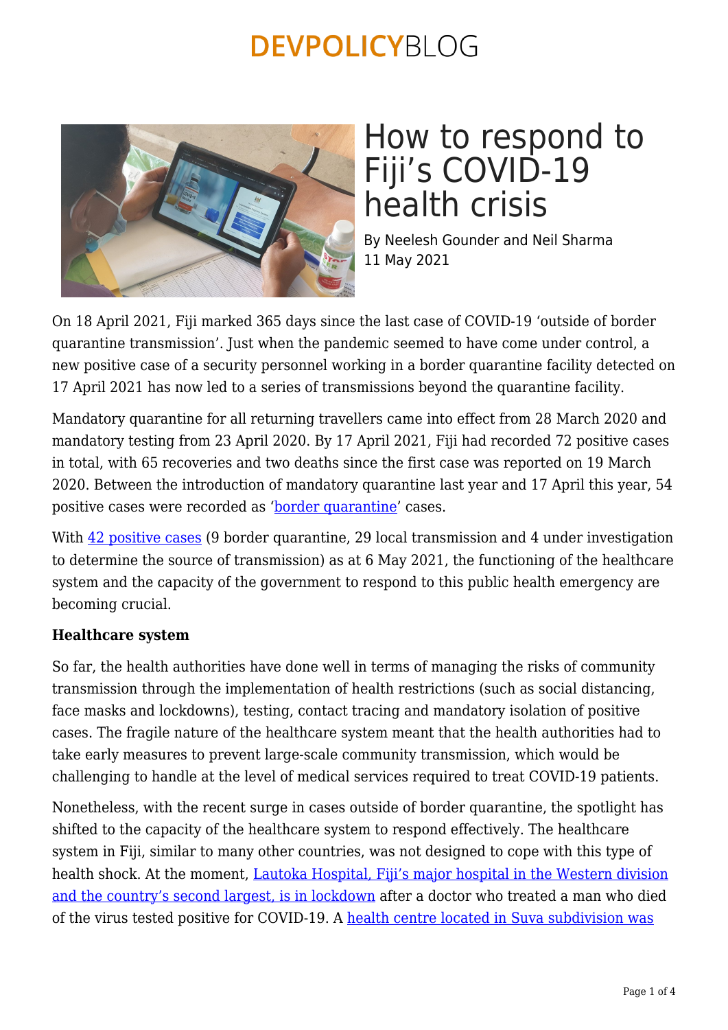# How to respond to Fiji's COVID-19 health crisis

By Neelesh Gounder and Neil Sharma
11 May 2021

On 18 April 2021, Fiji marked 365 days since the last case of COVID-19 'outside of border quarantine transmission'. Just when the pandemic seemed to have come under control, a new positive case of a security personnel working in a border quarantine facility detected on 17 April 2021 has now led to a series of transmissions beyond the quarantine facility.

Mandatory quarantine for all returning travellers came into effect from 28 March 2020 and mandatory testing from 23 April 2020. By 17 April 2021, Fiji had recorded 72 positive cases in total, with 65 recoveries and two deaths since the first case was reported on 19 March 2020. Between the introduction of mandatory quarantine last year and 17 April this year, 54 positive cases were recorded as 'border quarantine' cases.

With 42 positive cases (9 border quarantine, 29 local transmission and 4 under investigation to determine the source of transmission) as at 6 May 2021, the functioning of the healthcare system and the capacity of the government to respond to this public health emergency are becoming crucial.

**Healthcare system**

So far, the health authorities have done well in terms of managing the risks of community transmission through the implementation of health restrictions (such as social distancing, face masks and lockdowns), testing, contact tracing and mandatory isolation of positive cases. The fragile nature of the healthcare system meant that the health authorities had to take early measures to prevent large-scale community transmission, which would be challenging to handle at the level of medical services required to treat COVID-19 patients.

Nonetheless, with the recent surge in cases outside of border quarantine, the spotlight has shifted to the capacity of the healthcare system to respond effectively. The healthcare system in Fiji, similar to many other countries, was not designed to cope with this type of health shock. At the moment, Lautoka Hospital, Fiji's major hospital in the Western division and the country's second largest, is in lockdown after a doctor who treated a man who died of the virus tested positive for COVID-19. A health centre located in Suva subdivision was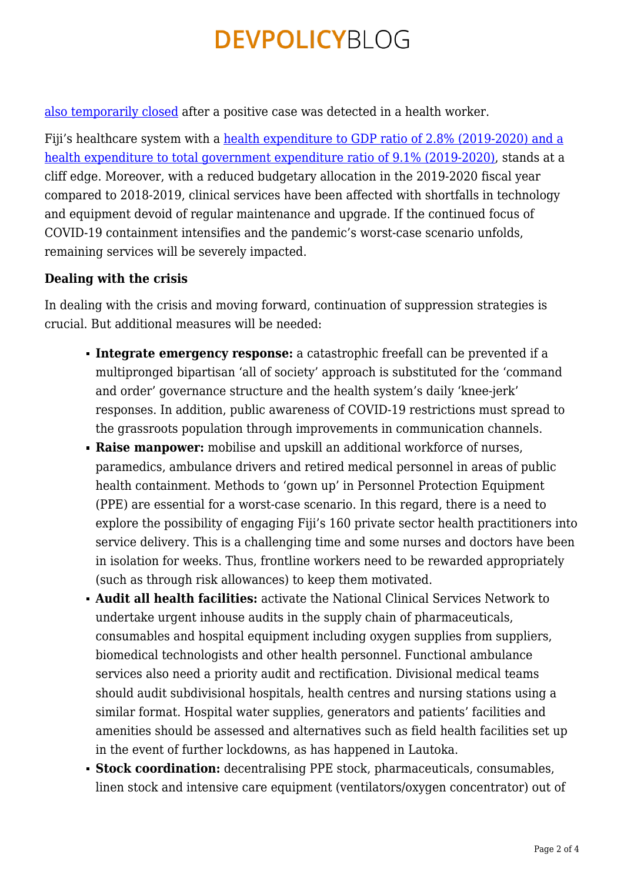also temporarily closed after a positive case was detected in a health worker.

Fiji's healthcare system with a health expenditure to GDP ratio of 2.8% (2019-2020) and a health expenditure to total government expenditure ratio of 9.1% (2019-2020), stands at a cliff edge. Moreover, with a reduced budgetary allocation in the 2019-2020 fiscal year compared to 2018-2019, clinical services have been affected with shortfalls in technology and equipment devoid of regular maintenance and upgrade. If the continued focus of COVID-19 containment intensifies and the pandemic's worst-case scenario unfolds, remaining services will be severely impacted.

**Dealing with the crisis**

In dealing with the crisis and moving forward, continuation of suppression strategies is crucial. But additional measures will be needed:

- **Integrate emergency response:** a catastrophic freefall can be prevented if a multipronged bipartisan 'all of society' approach is substituted for the 'command and order' governance structure and the health system's daily 'knee-jerk' responses. In addition, public awareness of COVID-19 restrictions must spread to the grassroots population through improvements in communication channels.
- **Raise manpower:** mobilise and upskill an additional workforce of nurses, paramedics, ambulance drivers and retired medical personnel in areas of public health containment. Methods to 'gown up' in Personnel Protection Equipment (PPE) are essential for a worst-case scenario. In this regard, there is a need to explore the possibility of engaging Fiji's 160 private sector health practitioners into service delivery. This is a challenging time and some nurses and doctors have been in isolation for weeks. Thus, frontline workers need to be rewarded appropriately (such as through risk allowances) to keep them motivated.
- **Audit all health facilities:** activate the National Clinical Services Network to undertake urgent inhouse audits in the supply chain of pharmaceuticals, consumables and hospital equipment including oxygen supplies from suppliers, biomedical technologists and other health personnel. Functional ambulance services also need a priority audit and rectification. Divisional medical teams should audit subdivisional hospitals, health centres and nursing stations using a similar format. Hospital water supplies, generators and patients' facilities and amenities should be assessed and alternatives such as field health facilities set up in the event of further lockdowns, as has happened in Lautoka.
- **Stock coordination:** decentralising PPE stock, pharmaceuticals, consumables, linen stock and intensive care equipment (ventilators/oxygen concentrator) out of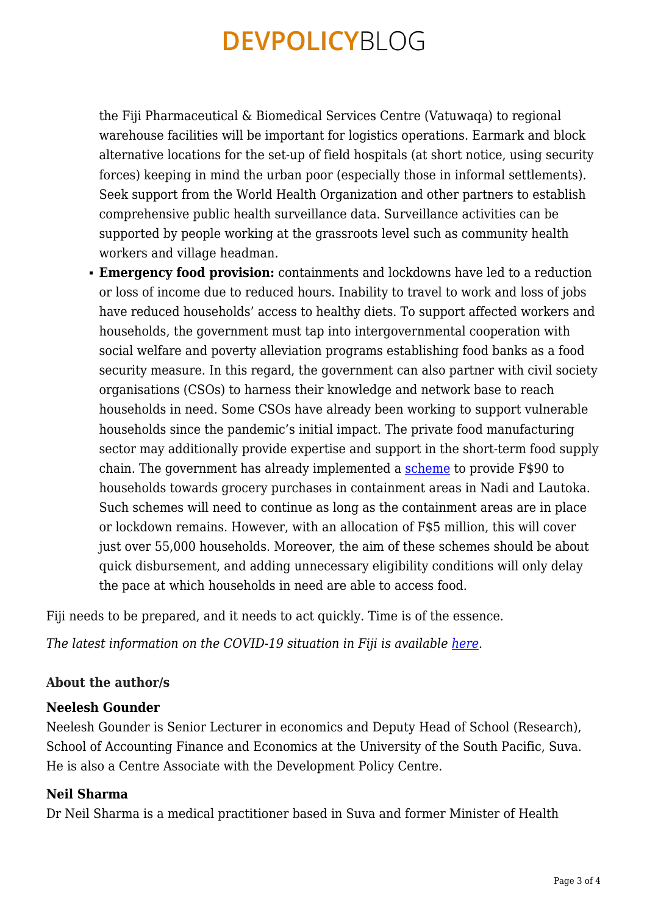the Fiji Pharmaceutical & Biomedical Services Centre (Vatuwaqa) to regional warehouse facilities will be important for logistics operations. Earmark and block alternative locations for the set-up of field hospitals (at short notice, using security forces) keeping in mind the urban poor (especially those in informal settlements). Seek support from the World Health Organization and other partners to establish comprehensive public health surveillance data. Surveillance activities can be supported by people working at the grassroots level such as community health workers and village headman.

- **Emergency food provision:** containments and lockdowns have led to a reduction or loss of income due to reduced hours. Inability to travel to work and loss of jobs have reduced households' access to healthy diets. To support affected workers and households, the government must tap into intergovernmental cooperation with social welfare and poverty alleviation programs establishing food banks as a food security measure. In this regard, the government can also partner with civil society organisations (CSOs) to harness their knowledge and network base to reach households in need. Some CSOs have already been working to support vulnerable households since the pandemic's initial impact. The private food manufacturing sector may additionally provide expertise and support in the short-term food supply chain. The government has already implemented a scheme to provide F$90 to households towards grocery purchases in containment areas in Nadi and Lautoka. Such schemes will need to continue as long as the containment areas are in place or lockdown remains. However, with an allocation of F$5 million, this will cover just over 55,000 households. Moreover, the aim of these schemes should be about quick disbursement, and adding unnecessary eligibility conditions will only delay the pace at which households in need are able to access food.

Fiji needs to be prepared, and it needs to act quickly. Time is of the essence.

*The latest information on the COVID-19 situation in Fiji is available here.*

### About the author/s

**Neelesh Gounder**

Neelesh Gounder is Senior Lecturer in economics and Deputy Head of School (Research), School of Accounting Finance and Economics at the University of the South Pacific, Suva. He is also a Centre Associate with the Development Policy Centre.

**Neil Sharma**

Dr Neil Sharma is a medical practitioner based in Suva and former Minister of Health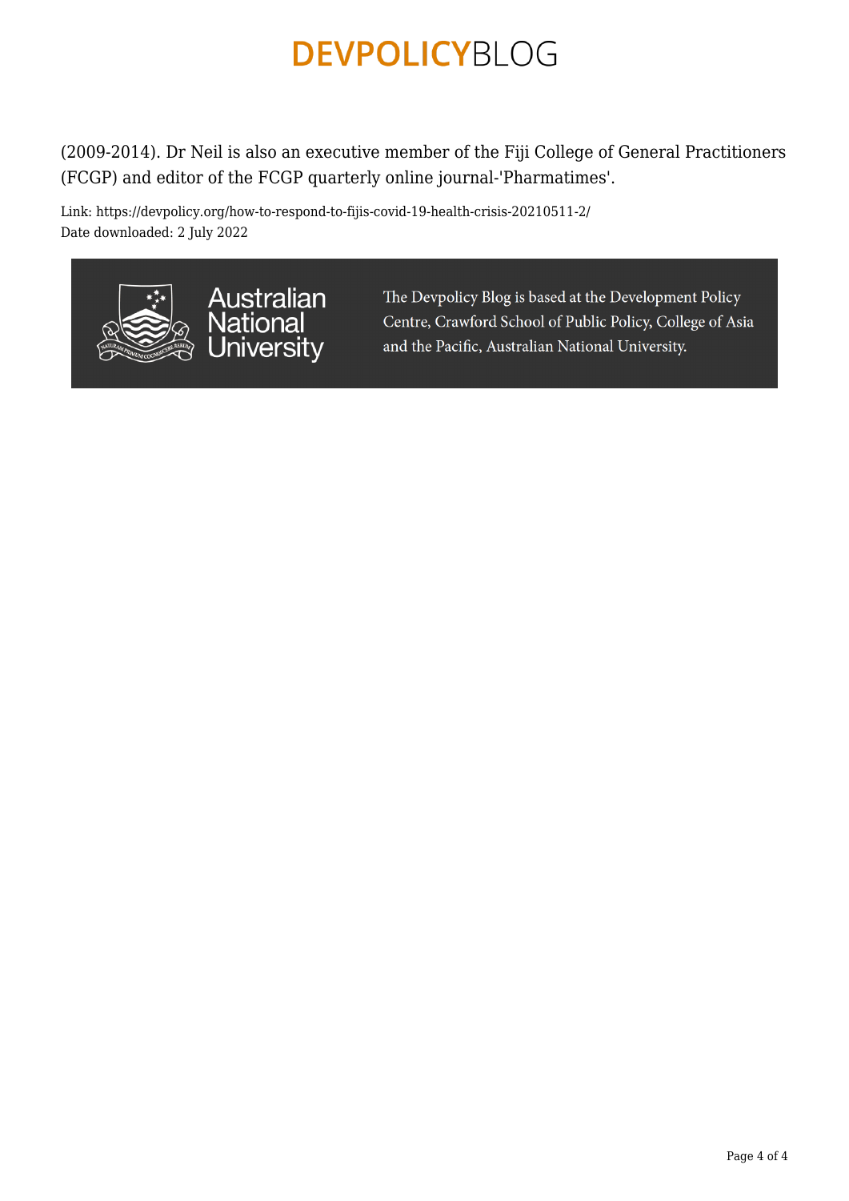(2009-2014). Dr Neil is also an executive member of the Fiji College of General Practitioners (FCGP) and editor of the FCGP quarterly online journal-'Pharmatimes'.

Link: https://devpolicy.org/how-to-respond-to-fijis-covid-19-health-crisis-20210511-2/
Date downloaded: 2 July 2022

Australian National University

The Devpolicy Blog is based at the Development Policy Centre, Crawford School of Public Policy, College of Asia and the Pacific, Australian National University.